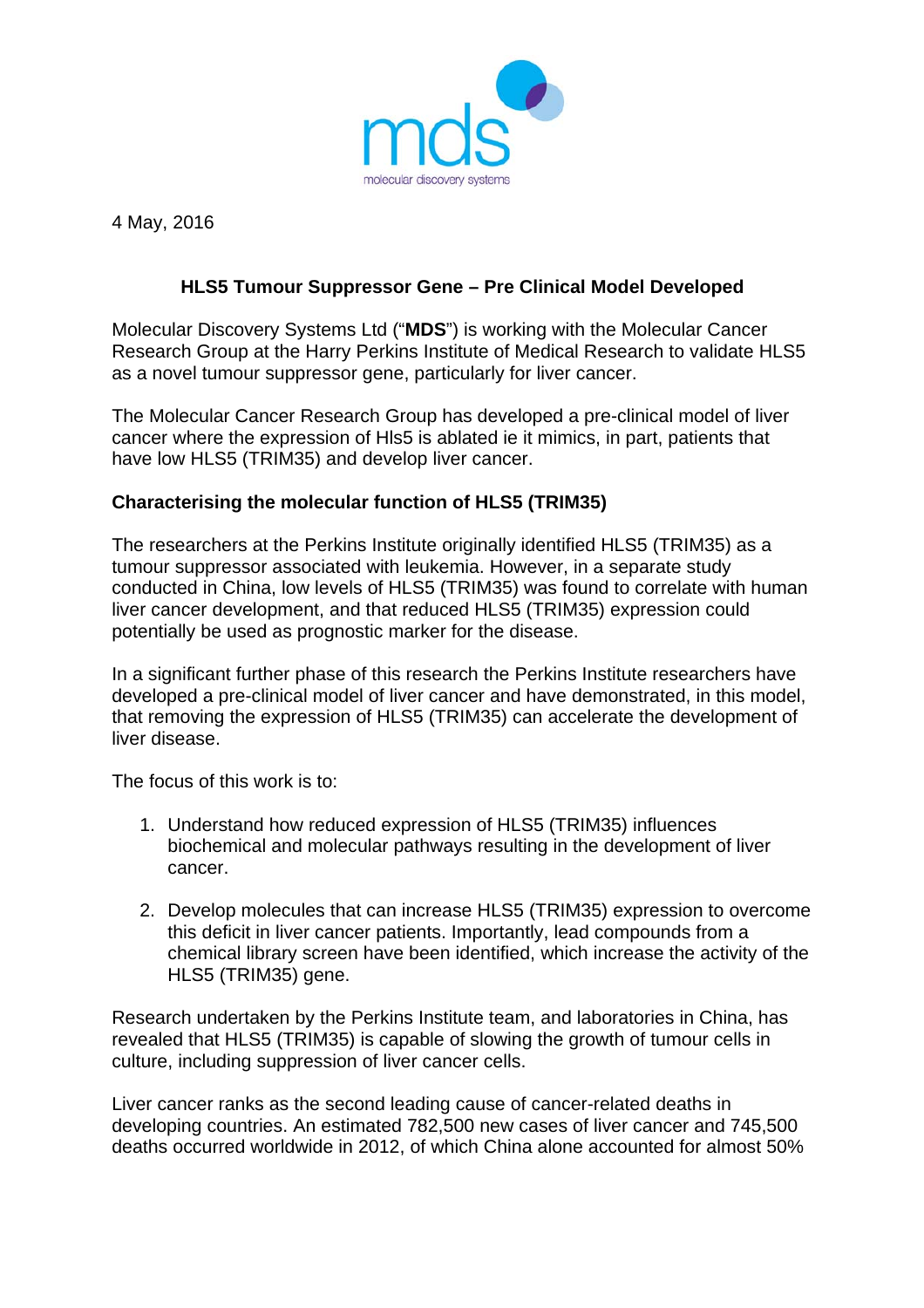4 May, 2016

## HLS5 Tumour Suppressor Gene – Pre Clinical Model Developed

Molecular Discovery Systems Ltd ("**MDS**") is working with the Molecular Cancer Research Group at the Harry Perkins Institute of Medical Research to validate HLS5 as a novel tumour suppressor gene, particularly for liver cancer.

The Molecular Cancer Research Group has developed a pre-clinical model of liver cancer where the expression of Hls5 is ablated ie it mimics, in part, patients that have low HLS5 (TRIM35) and develop liver cancer.

### Characterising the molecular function of HLS5 (TRIM35)

The researchers at the Perkins Institute originally identified HLS5 (TRIM35) as a tumour suppressor associated with leukemia. However, in a separate study conducted in China, low levels of HLS5 (TRIM35) was found to correlate with human liver cancer development, and that reduced HLS5 (TRIM35) expression could potentially be used as prognostic marker for the disease.

In a significant further phase of this research the Perkins Institute researchers have developed a pre-clinical model of liver cancer and have demonstrated, in this model, that removing the expression of HLS5 (TRIM35) can accelerate the development of liver disease.

The focus of this work is to:

1. Understand how reduced expression of HLS5 (TRIM35) influences biochemical and molecular pathways resulting in the development of liver cancer.

2. Develop molecules that can increase HLS5 (TRIM35) expression to overcome this deficit in liver cancer patients. Importantly, lead compounds from a chemical library screen have been identified, which increase the activity of the HLS5 (TRIM35) gene.

Research undertaken by the Perkins Institute team, and laboratories in China, has revealed that HLS5 (TRIM35) is capable of slowing the growth of tumour cells in culture, including suppression of liver cancer cells.

Liver cancer ranks as the second leading cause of cancer-related deaths in developing countries. An estimated 782,500 new cases of liver cancer and 745,500 deaths occurred worldwide in 2012, of which China alone accounted for almost 50%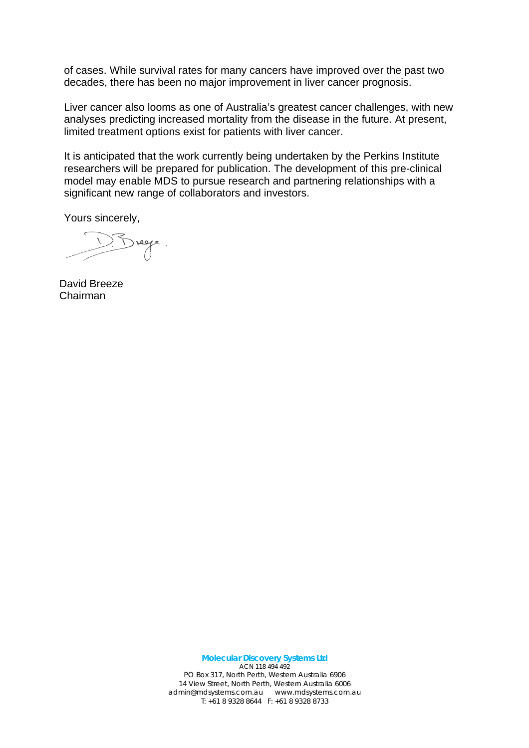of cases. While survival rates for many cancers have improved over the past two decades, there has been no major improvement in liver cancer prognosis.

Liver cancer also looms as one of Australia's greatest cancer challenges, with new analyses predicting increased mortality from the disease in the future. At present, limited treatment options exist for patients with liver cancer.

It is anticipated that the work currently being undertaken by the Perkins Institute researchers will be prepared for publication. The development of this pre-clinical model may enable MDS to pursue research and partnering relationships with a significant new range of collaborators and investors.

Yours sincerely,

David Breeze
Chairman

**Molecular Discovery Systems Ltd**
ACN 118 494 492
PO Box 317, North Perth, Western Australia 6906
14 View Street, North Perth, Western Australia 6006
admin@mdsystems.com.au www.mdsystems.com.au
T: +61 8 9328 8644 F: +61 8 9328 8733